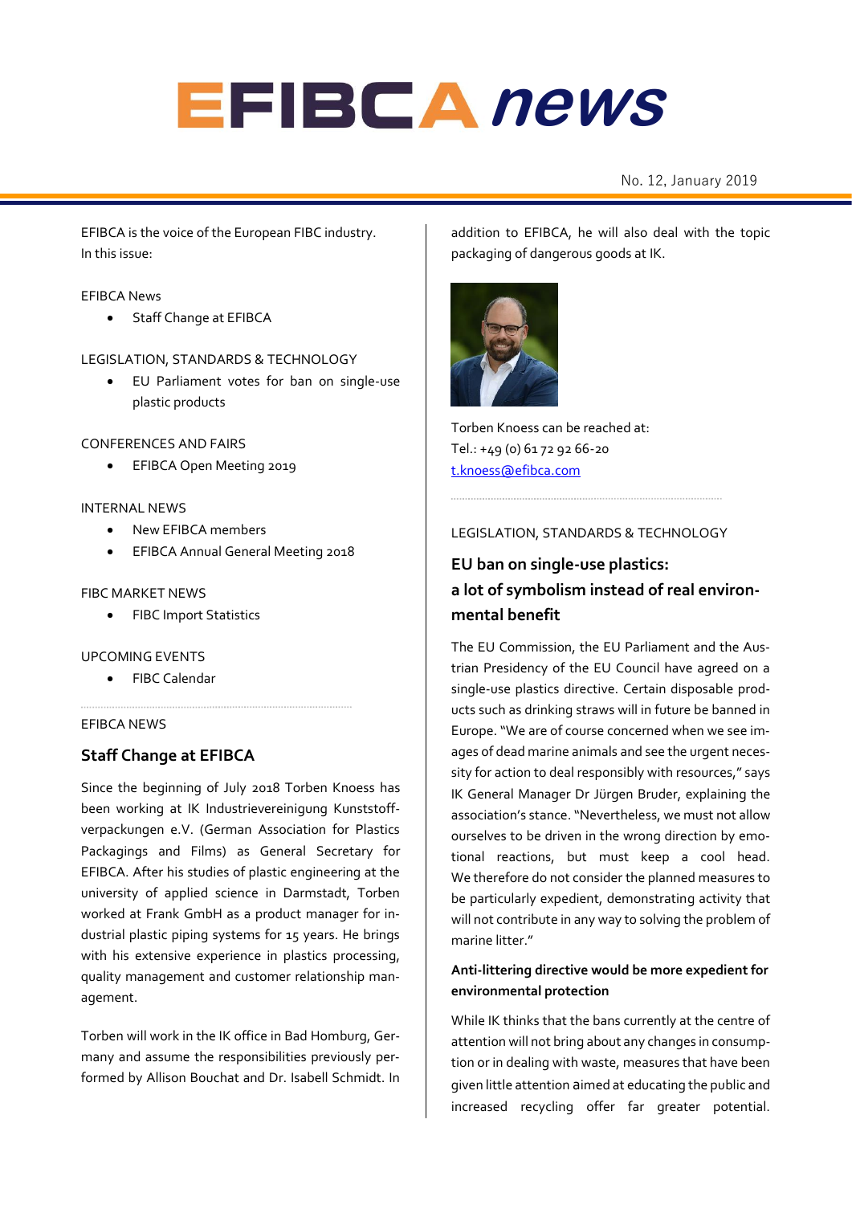# EFIBCA news

No. 12, January 2019

EFIBCA is the voice of the European FIBC industry.
In this issue:

EFIBCA News

- Staff Change at EFIBCA

LEGISLATION, STANDARDS & TECHNOLOGY

- EU Parliament votes for ban on single-use plastic products

CONFERENCES AND FAIRS

- EFIBCA Open Meeting 2019

INTERNAL NEWS

- New EFIBCA members
- EFIBCA Annual General Meeting 2018

FIBC MARKET NEWS

- FIBC Import Statistics

UPCOMING EVENTS

- FIBC Calendar

EFIBCA NEWS

## Staff Change at EFIBCA

Since the beginning of July 2018 Torben Knoess has been working at IK Industrievereinigung Kunststoffverpackungen e.V. (German Association for Plastics Packagings and Films) as General Secretary for EFIBCA. After his studies of plastic engineering at the university of applied science in Darmstadt, Torben worked at Frank GmbH as a product manager for industrial plastic piping systems for 15 years. He brings with his extensive experience in plastics processing, quality management and customer relationship management.

Torben will work in the IK office in Bad Homburg, Germany and assume the responsibilities previously performed by Allison Bouchat and Dr. Isabell Schmidt. In addition to EFIBCA, he will also deal with the topic packaging of dangerous goods at IK.

Torben Knoess can be reached at:
Tel.: +49 (0) 61 72 92 66-20
t.knoess@efibca.com

LEGISLATION, STANDARDS & TECHNOLOGY

## EU ban on single-use plastics: a lot of symbolism instead of real environmental benefit

The EU Commission, the EU Parliament and the Austrian Presidency of the EU Council have agreed on a single-use plastics directive. Certain disposable products such as drinking straws will in future be banned in Europe. "We are of course concerned when we see images of dead marine animals and see the urgent necessity for action to deal responsibly with resources," says IK General Manager Dr Jürgen Bruder, explaining the association's stance. "Nevertheless, we must not allow ourselves to be driven in the wrong direction by emotional reactions, but must keep a cool head. We therefore do not consider the planned measures to be particularly expedient, demonstrating activity that will not contribute in any way to solving the problem of marine litter."

### Anti-littering directive would be more expedient for environmental protection

While IK thinks that the bans currently at the centre of attention will not bring about any changes in consumption or in dealing with waste, measures that have been given little attention aimed at educating the public and increased recycling offer far greater potential.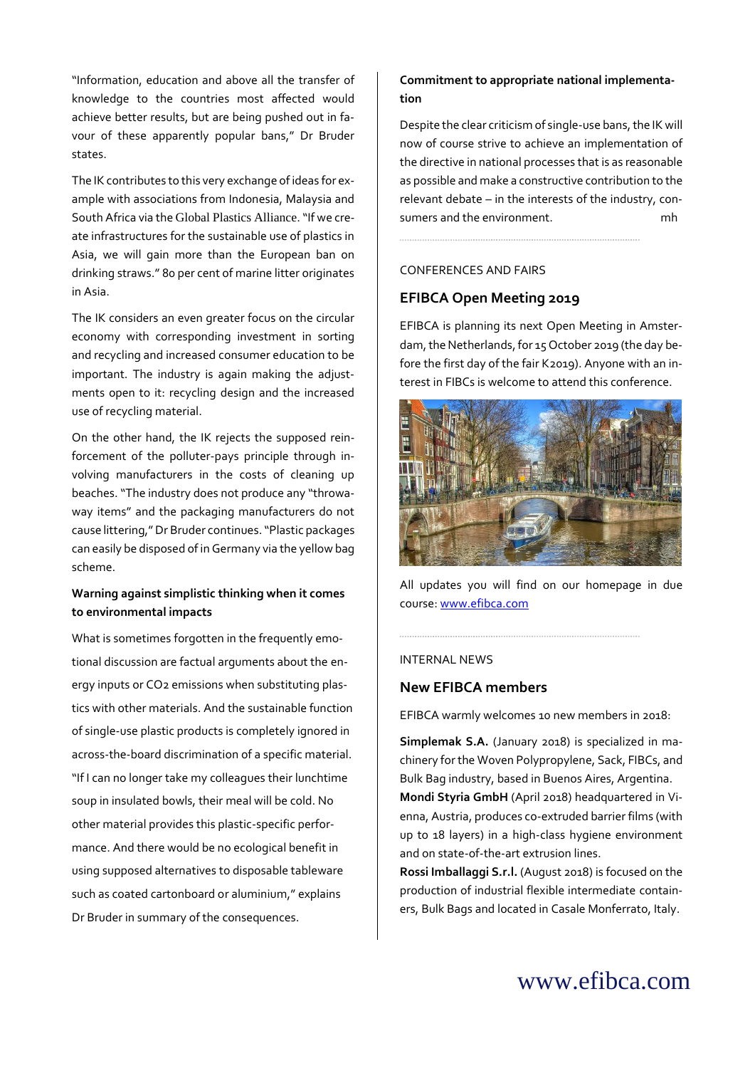"Information, education and above all the transfer of knowledge to the countries most affected would achieve better results, but are being pushed out in favour of these apparently popular bans," Dr Bruder states.

The IK contributes to this very exchange of ideas for example with associations from Indonesia, Malaysia and South Africa via the Global Plastics Alliance. "If we create infrastructures for the sustainable use of plastics in Asia, we will gain more than the European ban on drinking straws." 80 per cent of marine litter originates in Asia.

The IK considers an even greater focus on the circular economy with corresponding investment in sorting and recycling and increased consumer education to be important. The industry is again making the adjustments open to it: recycling design and the increased use of recycling material.

On the other hand, the IK rejects the supposed reinforcement of the polluter-pays principle through involving manufacturers in the costs of cleaning up beaches. "The industry does not produce any "throwaway items" and the packaging manufacturers do not cause littering," Dr Bruder continues. "Plastic packages can easily be disposed of in Germany via the yellow bag scheme.

**Warning against simplistic thinking when it comes to environmental impacts**

What is sometimes forgotten in the frequently emotional discussion are factual arguments about the energy inputs or $CO_2$ emissions when substituting plastics with other materials. And the sustainable function of single-use plastic products is completely ignored in across-the-board discrimination of a specific material. "If I can no longer take my colleagues their lunchtime soup in insulated bowls, their meal will be cold. No other material provides this plastic-specific performance. And there would be no ecological benefit in using supposed alternatives to disposable tableware such as coated cartonboard or aluminium," explains Dr Bruder in summary of the consequences.

**Commitment to appropriate national implementation**

Despite the clear criticism of single-use bans, the IK will now of course strive to achieve an implementation of the directive in national processes that is as reasonable as possible and make a constructive contribution to the relevant debate – in the interests of the industry, consumers and the environment. mh

CONFERENCES AND FAIRS

## EFIBCA Open Meeting 2019

EFIBCA is planning its next Open Meeting in Amsterdam, the Netherlands, for 15 October 2019 (the day before the first day of the fair K2019). Anyone with an interest in FIBCs is welcome to attend this conference.

All updates you will find on our homepage in due course: www.efibca.com

INTERNAL NEWS

## New EFIBCA members

EFIBCA warmly welcomes 10 new members in 2018:

**Simplemak S.A.** (January 2018) is specialized in machinery for the Woven Polypropylene, Sack, FIBCs, and Bulk Bag industry, based in Buenos Aires, Argentina.
**Mondi Styria GmbH** (April 2018) headquartered in Vienna, Austria, produces co-extruded barrier films (with up to 18 layers) in a high-class hygiene environment and on state-of-the-art extrusion lines.
**Rossi Imballaggi S.r.l.** (August 2018) is focused on the production of industrial flexible intermediate containers, Bulk Bags and located in Casale Monferrato, Italy.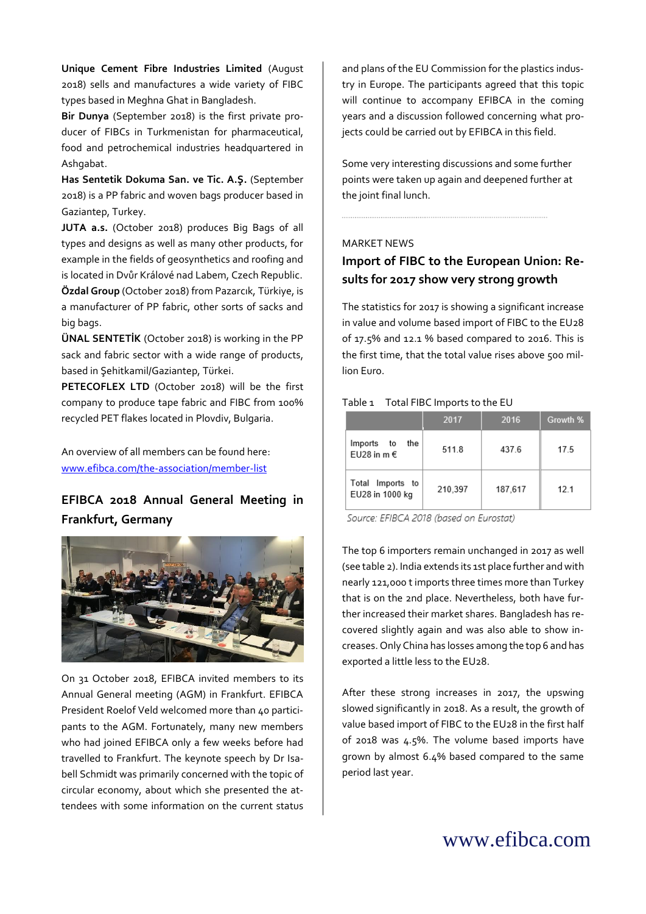**Unique Cement Fibre Industries Limited** (August 2018) sells and manufactures a wide variety of FIBC types based in Meghna Ghat in Bangladesh.

**Bir Dunya** (September 2018) is the first private producer of FIBCs in Turkmenistan for pharmaceutical, food and petrochemical industries headquartered in Ashgabat.

**Has Sentetik Dokuma San. ve Tic. A.Ş.** (September 2018) is a PP fabric and woven bags producer based in Gaziantep, Turkey.

**JUTA a.s.** (October 2018) produces Big Bags of all types and designs as well as many other products, for example in the fields of geosynthetics and roofing and is located in Dvůr Králové nad Labem, Czech Republic.

**Özdal Group** (October 2018) from Pazarcık, Türkiye, is a manufacturer of PP fabric, other sorts of sacks and big bags.

**ÜNAL SENTETİK** (October 2018) is working in the PP sack and fabric sector with a wide range of products, based in Şehitkamil/Gaziantep, Türkei.

**PETECOFLEX LTD** (October 2018) will be the first company to produce tape fabric and FIBC from 100% recycled PET flakes located in Plovdiv, Bulgaria.

An overview of all members can be found here:
[www.efibca.com/the-association/member-list](www.efibca.com/the-association/member-list)

## EFIBCA 2018 Annual General Meeting in Frankfurt, Germany

On 31 October 2018, EFIBCA invited members to its Annual General meeting (AGM) in Frankfurt. EFIBCA President Roelof Veld welcomed more than 40 participants to the AGM. Fortunately, many new members who had joined EFIBCA only a few weeks before had travelled to Frankfurt. The keynote speech by Dr Isabell Schmidt was primarily concerned with the topic of circular economy, about which she presented the attendees with some information on the current status and plans of the EU Commission for the plastics industry in Europe. The participants agreed that this topic will continue to accompany EFIBCA in the coming years and a discussion followed concerning what projects could be carried out by EFIBCA in this field.

Some very interesting discussions and some further points were taken up again and deepened further at the joint final lunch.

MARKET NEWS

## Import of FIBC to the European Union: Results for 2017 show very strong growth

The statistics for 2017 is showing a significant increase in value and volume based import of FIBC to the EU28 of 17.5% and 12.1 % based compared to 2016. This is the first time, that the total value rises above 500 million Euro.

Table 1 Total FIBC Imports to the EU

| | 2017 | 2016 | Growth % |
|---|---|---|---|
| Imports to the EU28 in m € | 511.8 | 437.6 | 17.5 |
| Total Imports to EU28 in 1000 kg | 210,397 | 187,617 | 12.1 |

*Source: EFIBCA 2018 (based on Eurostat)*

The top 6 importers remain unchanged in 2017 as well (see table 2). India extends its 1st place further and with nearly 121,000 t imports three times more than Turkey that is on the 2nd place. Nevertheless, both have further increased their market shares. Bangladesh has recovered slightly again and was also able to show increases. Only China has losses among the top 6 and has exported a little less to the EU28.

After these strong increases in 2017, the upswing slowed significantly in 2018. As a result, the growth of value based import of FIBC to the EU28 in the first half of 2018 was 4.5%. The volume based imports have grown by almost 6.4% based compared to the same period last year.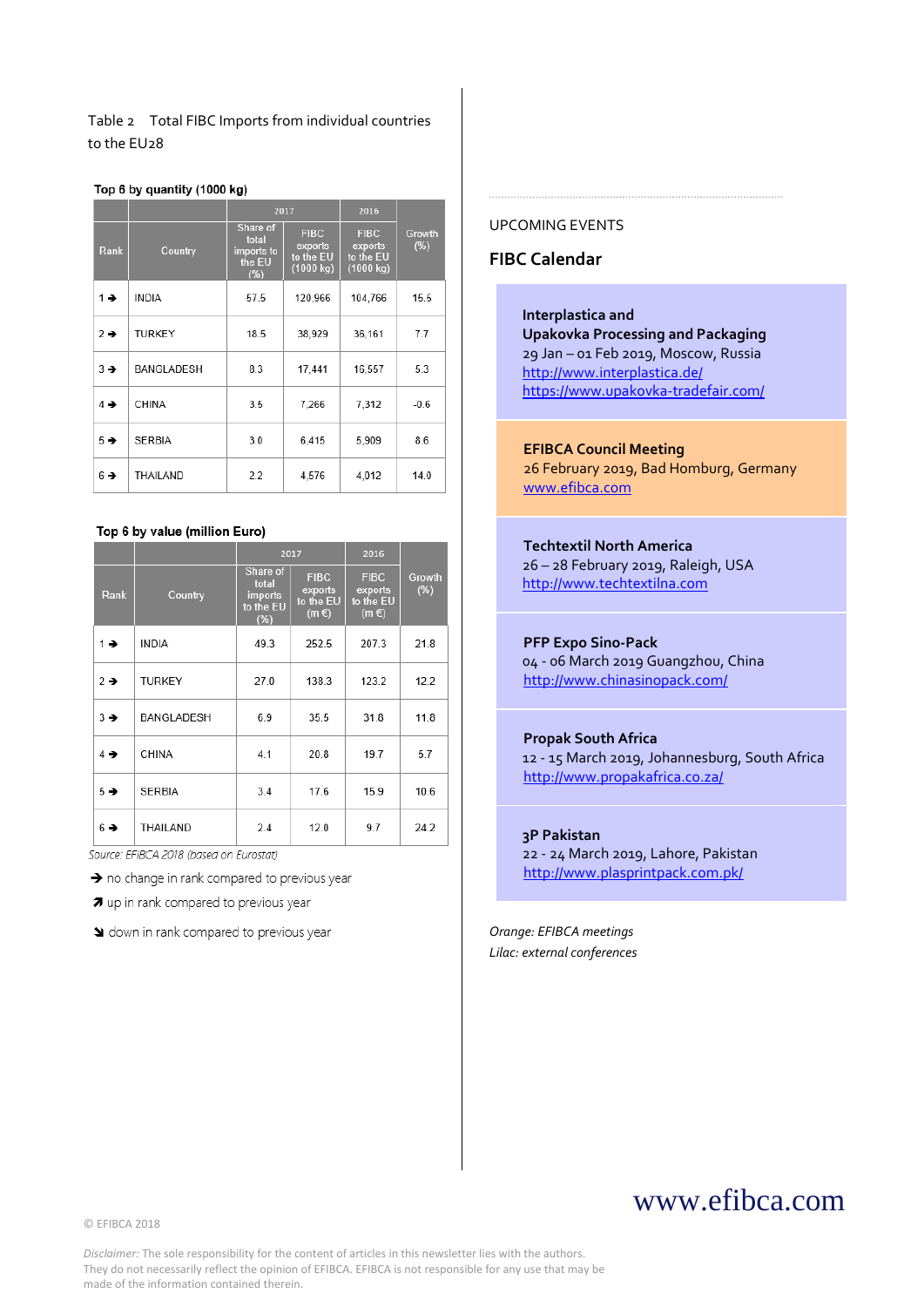Table 2 Total FIBC Imports from individual countries to the EU28

**Top 6 by quantity (1000 kg)**

| Rank | Country | 2017 | | 2016 | Growth (%) |
|---|---|---|---|---|---|
| | | Share of total imports to the EU (%) | FIBC exports to the EU (1000 kg) | FIBC exports to the EU (1000 kg) | |
| 1 ➔ | INDIA | 57.5 | 120,966 | 104,766 | 15.5 |
| 2 ➔ | TURKEY | 18.5 | 38,929 | 36,161 | 7.7 |
| 3 ➔ | BANGLADESH | 8.3 | 17,441 | 16,557 | 5.3 |
| 4 ➔ | CHINA | 3.5 | 7,266 | 7,312 | -0.6 |
| 5 ➔ | SERBIA | 3.0 | 6,415 | 5,909 | 8.6 |
| 6 ➔ | THAILAND | 2.2 | 4,576 | 4,012 | 14.0 |

**Top 6 by value (million Euro)**

| Rank | Country | 2017 | | 2016 | Growth (%) |
|---|---|---|---|---|---|
| | | Share of total imports to the EU (%) | FIBC exports to the EU (m €) | FIBC exports to the EU (m €) | |
| 1 ➔ | INDIA | 49.3 | 252.5 | 207.3 | 21.8 |
| 2 ➔ | TURKEY | 27.0 | 138.3 | 123.2 | 12.2 |
| 3 ➔ | BANGLADESH | 6.9 | 35.5 | 31.8 | 11.8 |
| 4 ➔ | CHINA | 4.1 | 20.8 | 19.7 | 5.7 |
| 5 ➔ | SERBIA | 3.4 | 17.6 | 15.9 | 10.6 |
| 6 ➔ | THAILAND | 2.4 | 12.0 | 9.7 | 24.2 |

*Source: EFIBCA 2018 (based on Eurostat)*

➔ no change in rank compared to previous year

➚ up in rank compared to previous year

➘ down in rank compared to previous year

UPCOMING EVENTS

## FIBC Calendar

**Interplastica and Upakovka Processing and Packaging**
29 Jan – 01 Feb 2019, Moscow, Russia
http://www.interplastica.de/
https://www.upakovka-tradefair.com/

**EFIBCA Council Meeting**
26 February 2019, Bad Homburg, Germany
www.efibca.com

**Techtextil North America**
26 – 28 February 2019, Raleigh, USA
http://www.techtextilna.com

**PFP Expo Sino-Pack**
04 - 06 March 2019 Guangzhou, China
http://www.chinasinopack.com/

**Propak South Africa**
12 - 15 March 2019, Johannesburg, South Africa
http://www.propakafrica.co.za/

**3P Pakistan**
22 - 24 March 2019, Lahore, Pakistan
http://www.plasprintpack.com.pk/

*Orange: EFIBCA meetings*
*Lilac: external conferences*

www.efibca.com

© EFIBCA 2018

*Disclaimer:* The sole responsibility for the content of articles in this newsletter lies with the authors. They do not necessarily reflect the opinion of EFIBCA. EFIBCA is not responsible for any use that may be made of the information contained therein.